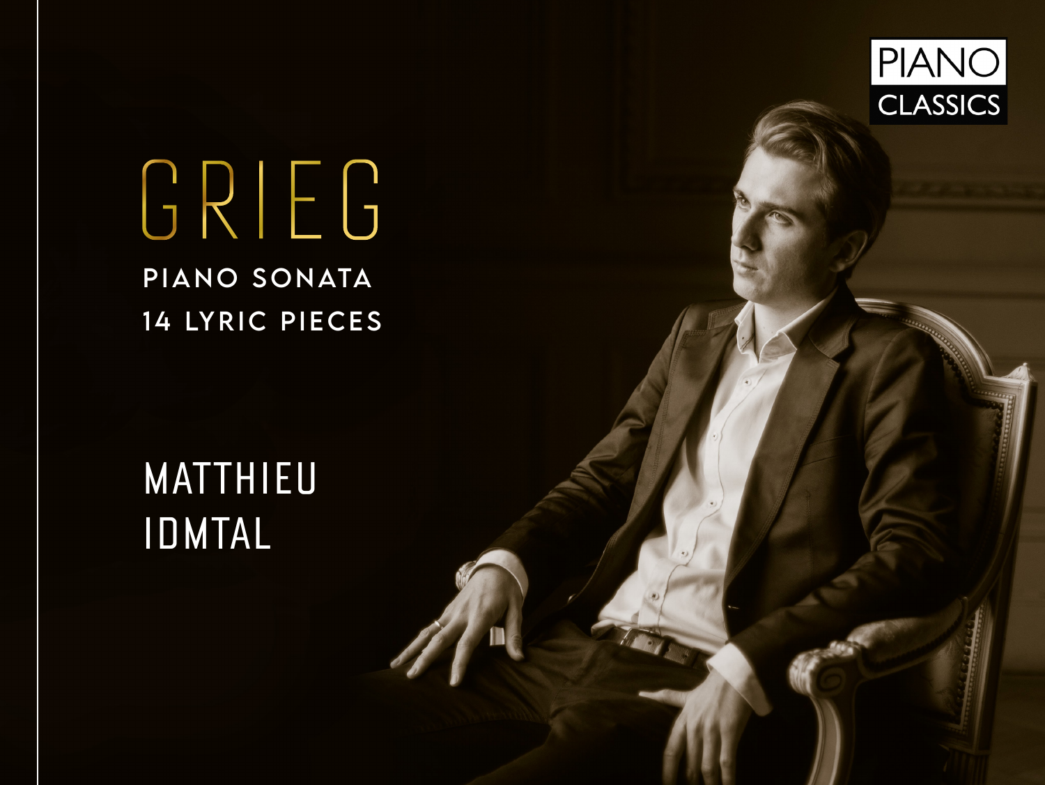PIANO CLASSICS

# GRIEG

**PIANO SONATA**
**14 LYRIC PIECES**

MATTHIEU
IDMTAL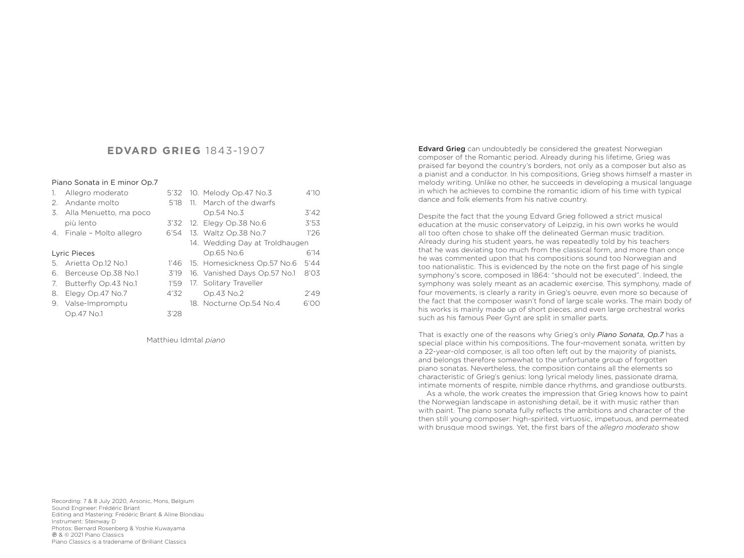# EDVARD GRIEG 1843-1907

Piano Sonata in E minor Op.7

1. Allegro moderato 5'32
2. Andante molto 5'18
3. Alla Menuetto, ma poco più lento 3'32
4. Finale – Molto allegro 6'54

Lyric Pieces

5. Arietta Op.12 No.1 1'46
6. Berceuse Op.38 No.1 3'19
7. Butterfly Op.43 No.1 1'59
8. Elegy Op.47 No.7 4'32
9. Valse-Impromptu Op.47 No.1 3'28
10. Melody Op.47 No.3 4'10
11. March of the dwarfs Op.54 No.3 3'42
12. Elegy Op.38 No.6 3'53
13. Waltz Op.38 No.7 1'26
14. Wedding Day at Troldhaugen Op.65 No.6 6'14
15. Homesickness Op.57 No.6 5'44
16. Vanished Days Op.57 No.1 8'03
17. Solitary Traveller Op.43 No.2 2'49
18. Nocturne Op.54 No.4 6'00

Matthieu Idmtal *piano*

Recording: 7 & 8 July 2020, Arsonic, Mons, Belgium
Sound Engineer: Frédéric Briant
Editing and Mastering: Frédéric Briant & Aline Blondiau
Instrument: Steinway D
Photos: Bernard Rosenberg & Yoshie Kuwayama
℗ & © 2021 Piano Classics
Piano Classics is a tradename of Brilliant Classics

**Edvard Grieg** can undoubtedly be considered the greatest Norwegian composer of the Romantic period. Already during his lifetime, Grieg was praised far beyond the country's borders, not only as a composer but also as a pianist and a conductor. In his compositions, Grieg shows himself a master in melody writing. Unlike no other, he succeeds in developing a musical language in which he achieves to combine the romantic idiom of his time with typical dance and folk elements from his native country.

Despite the fact that the young Edvard Grieg followed a strict musical education at the music conservatory of Leipzig, in his own works he would all too often chose to shake off the delineated German music tradition. Already during his student years, he was repeatedly told by his teachers that he was deviating too much from the classical form, and more than once he was commented upon that his compositions sound too Norwegian and too nationalistic. This is evidenced by the note on the first page of his single symphony's score, composed in 1864: "should not be executed". Indeed, the symphony was solely meant as an academic exercise. This symphony, made of four movements, is clearly a rarity in Grieg's oeuvre, even more so because of the fact that the composer wasn't fond of large scale works. The main body of his works is mainly made up of short pieces, and even large orchestral works such as his famous Peer Gynt are split in smaller parts.

That is exactly one of the reasons why Grieg's only *Piano Sonata, Op.7* has a special place within his compositions. The four-movement sonata, written by a 22-year-old composer, is all too often left out by the majority of pianists, and belongs therefore somewhat to the unfortunate group of forgotten piano sonatas. Nevertheless, the composition contains all the elements so characteristic of Grieg's genius: long lyrical melody lines, passionate drama, intimate moments of respite, nimble dance rhythms, and grandiose outbursts.

As a whole, the work creates the impression that Grieg knows how to paint the Norwegian landscape in astonishing detail, be it with music rather than with paint. The piano sonata fully reflects the ambitions and character of the then still young composer: high-spirited, virtuosic, impetuous, and permeated with brusque mood swings. Yet, the first bars of the *allegro moderato* show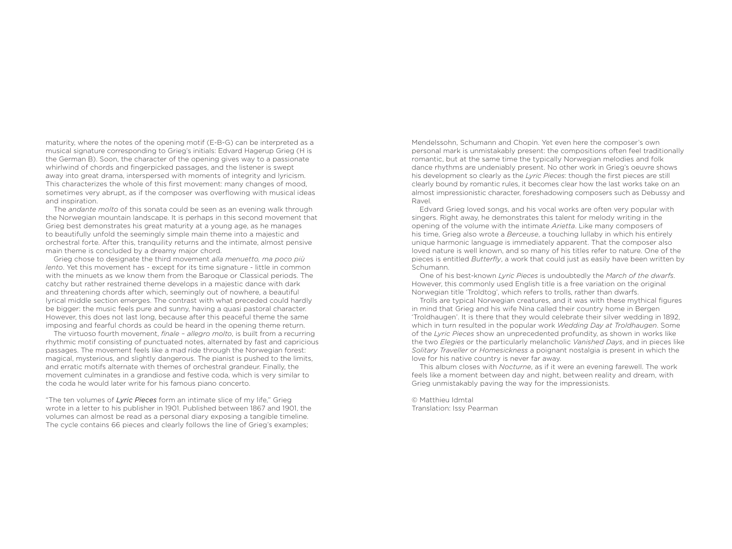maturity, where the notes of the opening motif (E-B-G) can be interpreted as a musical signature corresponding to Grieg's initials: Edvard Hagerup Grieg (H is the German B). Soon, the character of the opening gives way to a passionate whirlwind of chords and fingerpicked passages, and the listener is swept away into great drama, interspersed with moments of integrity and lyricism. This characterizes the whole of this first movement: many changes of mood, sometimes very abrupt, as if the composer was overflowing with musical ideas and inspiration.

The *andante molto* of this sonata could be seen as an evening walk through the Norwegian mountain landscape. It is perhaps in this second movement that Grieg best demonstrates his great maturity at a young age, as he manages to beautifully unfold the seemingly simple main theme into a majestic and orchestral forte. After this, tranquility returns and the intimate, almost pensive main theme is concluded by a dreamy major chord.

Grieg chose to designate the third movement *alla menuetto, ma poco più lento*. Yet this movement has - except for its time signature - little in common with the minuets as we know them from the Baroque or Classical periods. The catchy but rather restrained theme develops in a majestic dance with dark and threatening chords after which, seemingly out of nowhere, a beautiful lyrical middle section emerges. The contrast with what preceded could hardly be bigger: the music feels pure and sunny, having a quasi pastoral character. However, this does not last long, because after this peaceful theme the same imposing and fearful chords as could be heard in the opening theme return.

The virtuoso fourth movement, *finale – allegro molto*, is built from a recurring rhythmic motif consisting of punctuated notes, alternated by fast and capricious passages. The movement feels like a mad ride through the Norwegian forest: magical, mysterious, and slightly dangerous. The pianist is pushed to the limits, and erratic motifs alternate with themes of orchestral grandeur. Finally, the movement culminates in a grandiose and festive coda, which is very similar to the coda he would later write for his famous piano concerto.

"The ten volumes of ***Lyric Pieces*** form an intimate slice of my life," Grieg wrote in a letter to his publisher in 1901. Published between 1867 and 1901, the volumes can almost be read as a personal diary exposing a tangible timeline. The cycle contains 66 pieces and clearly follows the line of Grieg's examples; Mendelssohn, Schumann and Chopin. Yet even here the composer's own personal mark is unmistakably present: the compositions often feel traditionally romantic, but at the same time the typically Norwegian melodies and folk dance rhythms are undeniably present. No other work in Grieg's oeuvre shows his development so clearly as the *Lyric Pieces*: though the first pieces are still clearly bound by romantic rules, it becomes clear how the last works take on an almost impressionistic character, foreshadowing composers such as Debussy and Ravel.

Edvard Grieg loved songs, and his vocal works are often very popular with singers. Right away, he demonstrates this talent for melody writing in the opening of the volume with the intimate *Arietta*. Like many composers of his time, Grieg also wrote a *Berceuse*, a touching lullaby in which his entirely unique harmonic language is immediately apparent. That the composer also loved nature is well known, and so many of his titles refer to nature. One of the pieces is entitled *Butterfly*, a work that could just as easily have been written by Schumann.

One of his best-known *Lyric Pieces* is undoubtedly the *March of the dwarfs*. However, this commonly used English title is a free variation on the original Norwegian title 'Troldtog', which refers to trolls, rather than dwarfs.

Trolls are typical Norwegian creatures, and it was with these mythical figures in mind that Grieg and his wife Nina called their country home in Bergen 'Troldhaugen'. It is there that they would celebrate their silver wedding in 1892, which in turn resulted in the popular work *Wedding Day at Troldhaugen*. Some of the *Lyric Pieces* show an unprecedented profundity, as shown in works like the two *Elegies* or the particularly melancholic *Vanished Days*, and in pieces like *Solitary Traveller* or *Homesickness* a poignant nostalgia is present in which the love for his native country is never far away.

This album closes with *Nocturne*, as if it were an evening farewell. The work feels like a moment between day and night, between reality and dream, with Grieg unmistakably paving the way for the impressionists.

© Matthieu Idmtal
Translation: Issy Pearman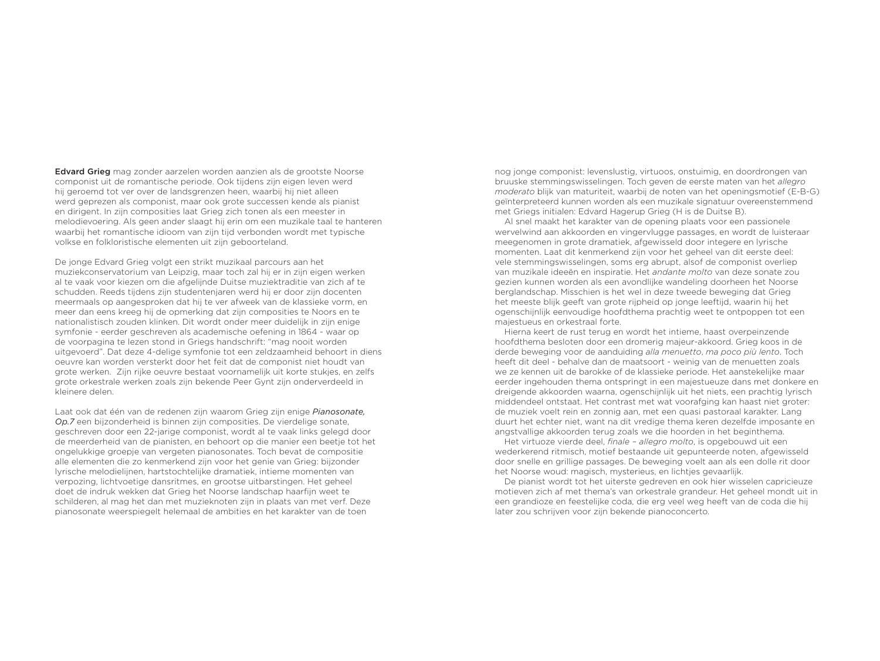**Edvard Grieg** mag zonder aarzelen worden aanzien als de grootste Noorse componist uit de romantische periode. Ook tijdens zijn eigen leven werd hij geroemd tot ver over de landsgrenzen heen, waarbij hij niet alleen werd geprezen als componist, maar ook grote successen kende als pianist en dirigent. In zijn composities laat Grieg zich tonen als een meester in melodievoering. Als geen ander slaagt hij erin om een muzikale taal te hanteren waarbij het romantische idioom van zijn tijd verbonden wordt met typische volkse en folkloristische elementen uit zijn geboorteland.

De jonge Edvard Grieg volgt een strikt muzikaal parcours aan het muziekconservatorium van Leipzig, maar toch zal hij er in zijn eigen werken al te vaak voor kiezen om die afgelijnde Duitse muziektraditie van zich af te schudden. Reeds tijdens zijn studentenjaren werd hij er door zijn docenten meermaals op aangesproken dat hij te ver afweek van de klassieke vorm, en meer dan eens kreeg hij de opmerking dat zijn composities te Noors en te nationalistisch zouden klinken. Dit wordt onder meer duidelijk in zijn enige symfonie - eerder geschreven als academische oefening in 1864 - waar op de voorpagina te lezen stond in Griegs handschrift: "mag nooit worden uitgevoerd". Dat deze 4-delige symfonie tot een zeldzaamheid behoort in diens oeuvre kan worden versterkt door het feit dat de componist niet houdt van grote werken. Zijn rijke oeuvre bestaat voornamelijk uit korte stukjes, en zelfs grote orkestrale werken zoals zijn bekende Peer Gynt zijn onderverdeeld in kleinere delen.

Laat ook dat één van de redenen zijn waarom Grieg zijn enige *Pianosonate, Op.7* een bijzonderheid is binnen zijn composities. De vierdelige sonate, geschreven door een 22-jarige componist, wordt al te vaak links gelegd door de meerderheid van de pianisten, en behoort op die manier een beetje tot het ongelukkige groepje van vergeten pianosonates. Toch bevat de compositie alle elementen die zo kenmerkend zijn voor het genie van Grieg: bijzonder lyrische melodielijnen, hartstochtelijke dramatiek, intieme momenten van verpozing, lichtvoetige dansritmes, en grootse uitbarstingen. Het geheel doet de indruk wekken dat Grieg het Noorse landschap haarfijn weet te schilderen, al mag het dan met muzieknoten zijn in plaats van met verf. Deze pianosonate weerspiegelt helemaal de ambities en het karakter van de toen nog jonge componist: levenslustig, virtuoos, onstuimig, en doordrongen van bruuske stemmingswisselingen. Toch geven de eerste maten van het *allegro moderato* blijk van maturiteit, waarbij de noten van het openingsmotief (E-B-G) geïnterpreteerd kunnen worden als een muzikale signatuur overeenstemmend met Griegs initialen: Edvard Hagerup Grieg (H is de Duitse B).

Al snel maakt het karakter van de opening plaats voor een passionele wervelwind aan akkoorden en vingervlugge passages, en wordt de luisteraar meegenomen in grote dramatiek, afgewisseld door integere en lyrische momenten. Laat dit kenmerkend zijn voor het geheel van dit eerste deel: vele stemmingswisselingen, soms erg abrupt, alsof de componist overliep van muzikale ideeën en inspiratie. Het *andante molto* van deze sonate zou gezien kunnen worden als een avondlijke wandeling doorheen het Noorse berglandschap. Misschien is het wel in deze tweede beweging dat Grieg het meeste blijk geeft van grote rijpheid op jonge leeftijd, waarin hij het ogenschijnlijk eenvoudige hoofdthema prachtig weet te ontpoppen tot een majestueus en orkestraal forte.

Hierna keert de rust terug en wordt het intieme, haast overpeinzende hoofdthema besloten door een dromerig majeur-akkoord. Grieg koos in de derde beweging voor de aanduiding *alla menuetto*, *ma poco più lento*. Toch heeft dit deel - behalve dan de maatsoort - weinig van de menuetten zoals we ze kennen uit de barokke of de klassieke periode. Het aanstekelijke maar eerder ingehouden thema ontspringt in een majestueuze dans met donkere en dreigende akkoorden waarna, ogenschijnlijk uit het niets, een prachtig lyrisch middendeel ontstaat. Het contrast met wat voorafging kan haast niet groter: de muziek voelt rein en zonnig aan, met een quasi pastoraal karakter. Lang duurt het echter niet, want na dit vredige thema keren dezelfde imposante en angstvallige akkoorden terug zoals we die hoorden in het beginthema.

Het virtuoze vierde deel, *finale – allegro molto*, is opgebouwd uit een wederkerend ritmisch, motief bestaande uit gepunteerde noten, afgewisseld door snelle en grillige passages. De beweging voelt aan als een dolle rit door het Noorse woud: magisch, mysterieus, en lichtjes gevaarlijk.

De pianist wordt tot het uiterste gedreven en ook hier wisselen capricieuze motieven zich af met thema's van orkestrale grandeur. Het geheel mondt uit in een grandioze en feestelijke coda, die erg veel weg heeft van de coda die hij later zou schrijven voor zijn bekende pianoconcerto.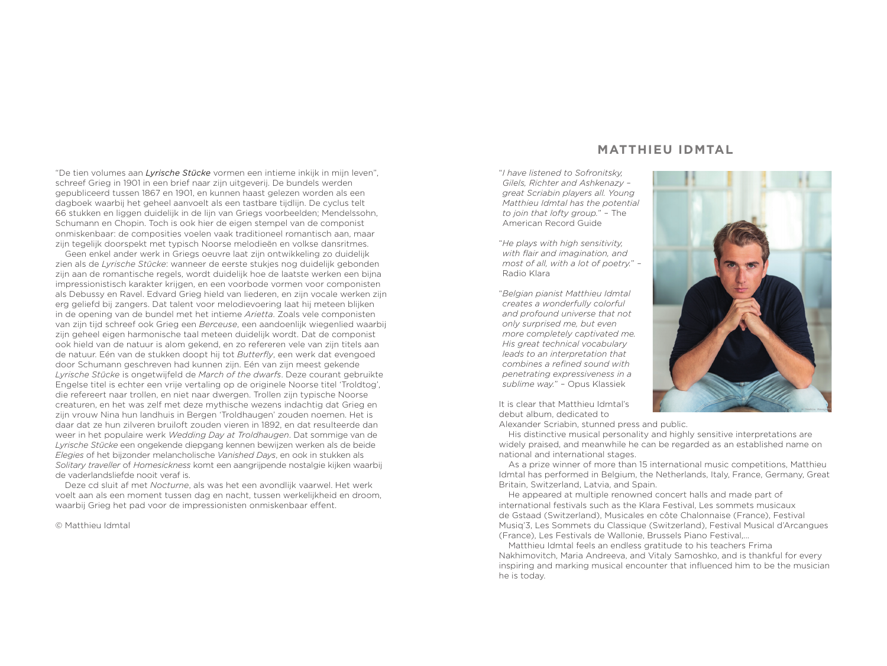"De tien volumes aan *Lyrische Stücke* vormen een intieme inkijk in mijn leven", schreef Grieg in 1901 in een brief naar zijn uitgeverij. De bundels werden gepubliceerd tussen 1867 en 1901, en kunnen haast gelezen worden als een dagboek waarbij het geheel aanvoelt als een tastbare tijdlijn. De cyclus telt 66 stukken en liggen duidelijk in de lijn van Griegs voorbeelden; Mendelssohn, Schumann en Chopin. Toch is ook hier de eigen stempel van de componist onmiskenbaar: de composities voelen vaak traditioneel romantisch aan, maar zijn tegelijk doorspekt met typisch Noorse melodieën en volkse dansritmes.

Geen enkel ander werk in Griegs oeuvre laat zijn ontwikkeling zo duidelijk zien als de *Lyrische Stücke*: wanneer de eerste stukjes nog duidelijk gebonden zijn aan de romantische regels, wordt duidelijk hoe de laatste werken een bijna impressionistisch karakter krijgen, en een voorbode vormen voor componisten als Debussy en Ravel. Edvard Grieg hield van liederen, en zijn vocale werken zijn erg geliefd bij zangers. Dat talent voor melodievoering laat hij meteen blijken in de opening van de bundel met het intieme *Arietta*. Zoals vele componisten van zijn tijd schreef ook Grieg een *Berceuse*, een aandoenlijk wiegenlied waarbij zijn geheel eigen harmonische taal meteen duidelijk wordt. Dat de componist ook hield van de natuur is alom gekend, en zo refereren vele van zijn titels aan de natuur. Eén van de stukken doopt hij tot *Butterfly*, een werk dat evengoed door Schumann geschreven had kunnen zijn. Eén van zijn meest gekende *Lyrische Stücke* is ongetwijfeld de *March of the dwarfs*. Deze courant gebruikte Engelse titel is echter een vrije vertaling op de originele Noorse titel 'Troldtog', die refereert naar trollen, en niet naar dwergen. Trollen zijn typische Noorse creaturen, en het was zelf met deze mythische wezens indachtig dat Grieg en zijn vrouw Nina hun landhuis in Bergen 'Troldhaugen' zouden noemen. Het is daar dat ze hun zilveren bruiloft zouden vieren in 1892, en dat resulteerde dan weer in het populaire werk *Wedding Day at Troldhaugen*. Dat sommige van de *Lyrische Stücke* een ongekende diepgang kennen bewijzen werken als de beide *Elegies* of het bijzonder melancholische *Vanished Days*, en ook in stukken als *Solitary traveller* of *Homesickness* komt een aangrijpende nostalgie kijken waarbij de vaderlandsliefde nooit veraf is.

Deze cd sluit af met *Nocturne*, als was het een avondlijk vaarwel. Het werk voelt aan als een moment tussen dag en nacht, tussen werkelijkheid en droom, waarbij Grieg het pad voor de impressionisten onmiskenbaar effent.

© Matthieu Idmtal

## MATTHIEU IDMTAL

"*I have listened to Sofronitsky, Gilels, Richter and Ashkenazy – great Scriabin players all. Young Matthieu Idmtal has the potential to join that lofty group.*" – The American Record Guide

"*He plays with high sensitivity, with flair and imagination, and most of all, with a lot of poetry.*" – Radio Klara

"*Belgian pianist Matthieu Idmtal creates a wonderfully colorful and profound universe that not only surprised me, but even more completely captivated me. His great technical vocabulary leads to an interpretation that combines a refined sound with penetrating expressiveness in a sublime way.*" – Opus Klassiek

It is clear that Matthieu Idmtal's debut album, dedicated to Alexander Scriabin, stunned press and public.

His distinctive musical personality and highly sensitive interpretations are widely praised, and meanwhile he can be regarded as an established name on national and international stages.

As a prize winner of more than 15 international music competitions, Matthieu Idmtal has performed in Belgium, the Netherlands, Italy, France, Germany, Great Britain, Switzerland, Latvia, and Spain.

He appeared at multiple renowned concert halls and made part of international festivals such as the Klara Festival, Les sommets musicaux de Gstaad (Switzerland), Musicales en côte Chalonnaise (France), Festival Musiq'3, Les Sommets du Classique (Switzerland), Festival Musical d'Arcangues (France), Les Festivals de Wallonie, Brussels Piano Festival,...

Matthieu Idmtal feels an endless gratitude to his teachers Frima Nakhimovitch, Maria Andreeva, and Vitaly Samoshko, and is thankful for every inspiring and marking musical encounter that influenced him to be the musician he is today.